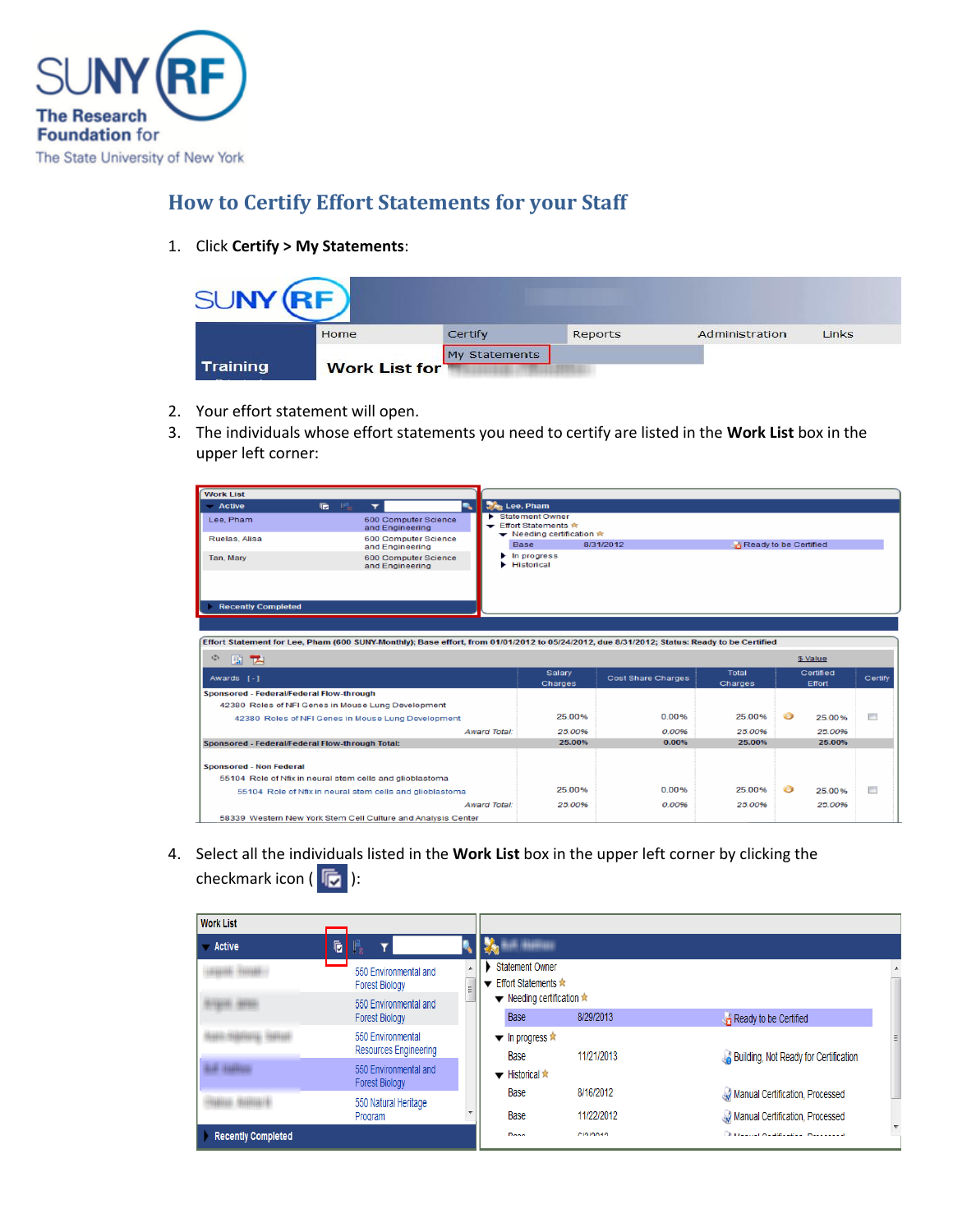# How to Certify Effort Statements for your Staff

1. Click **Certify > My Statements**:

2. Your effort statement will open.
3. The individuals whose effort statements you need to certify are listed in the **Work List** box in the upper left corner:

4. Select all the individuals listed in the **Work List** box in the upper left corner by clicking the checkmark icon ( ):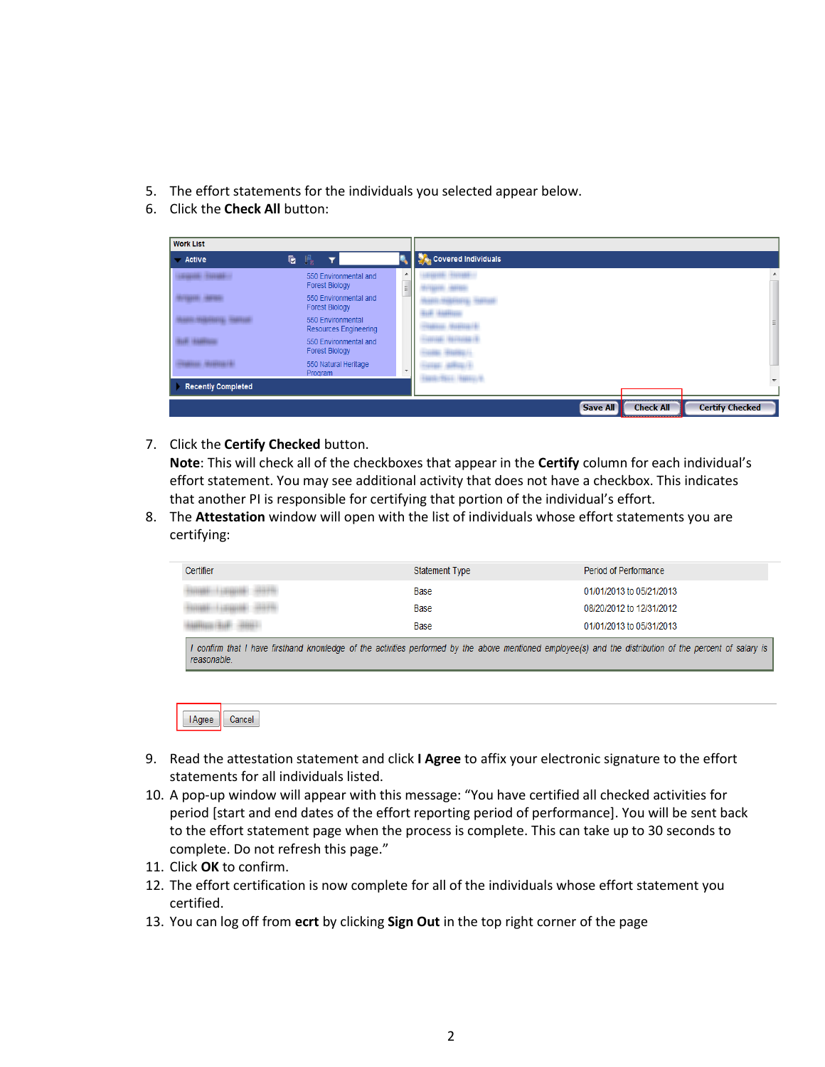5. The effort statements for the individuals you selected appear below.
6. Click the **Check All** button:

7. Click the **Certify Checked** button.
   **Note**: This will check all of the checkboxes that appear in the **Certify** column for each individual's effort statement. You may see additional activity that does not have a checkbox. This indicates that another PI is responsible for certifying that portion of the individual's effort.
8. The **Attestation** window will open with the list of individuals whose effort statements you are certifying:

9. Read the attestation statement and click **I Agree** to affix your electronic signature to the effort statements for all individuals listed.
10. A pop-up window will appear with this message: "You have certified all checked activities for period [start and end dates of the effort reporting period of performance]. You will be sent back to the effort statement page when the process is complete. This can take up to 30 seconds to complete. Do not refresh this page."
11. Click **OK** to confirm.
12. The effort certification is now complete for all of the individuals whose effort statement you certified.
13. You can log off from **ecrt** by clicking **Sign Out** in the top right corner of the page